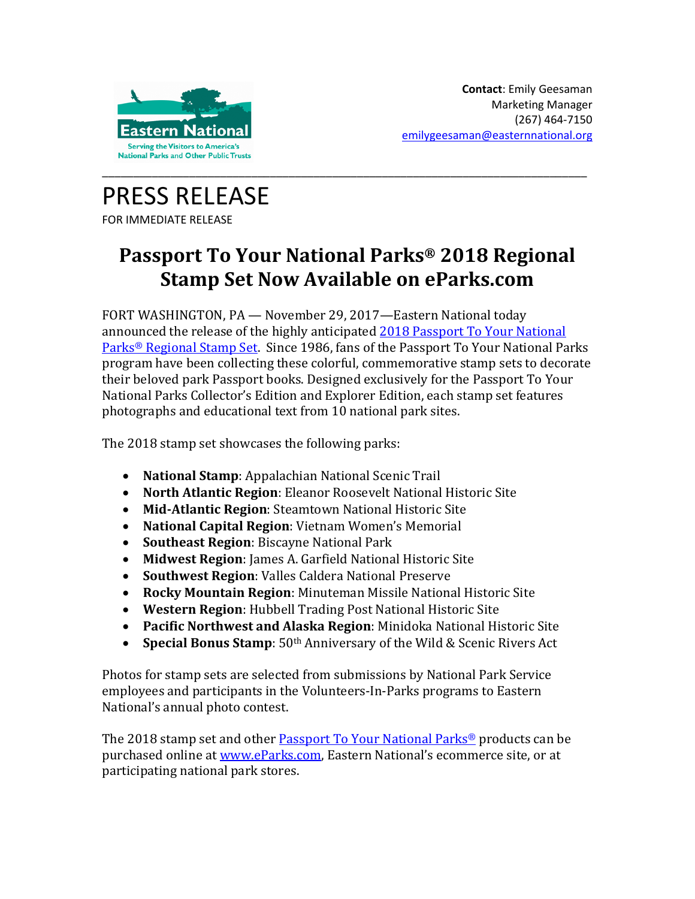Eastern National

Serving the Visitors to America's National Parks and Other Public Trusts

**Contact**: Emily Geesaman
Marketing Manager
(267) 464-7150
emilygeesaman@easternnational.org

---

# PRESS RELEASE

FOR IMMEDIATE RELEASE

## Passport To Your National Parks® 2018 Regional Stamp Set Now Available on eParks.com

FORT WASHINGTON, PA — November 29, 2017—Eastern National today announced the release of the highly anticipated 2018 Passport To Your National Parks® Regional Stamp Set. Since 1986, fans of the Passport To Your National Parks program have been collecting these colorful, commemorative stamp sets to decorate their beloved park Passport books. Designed exclusively for the Passport To Your National Parks Collector's Edition and Explorer Edition, each stamp set features photographs and educational text from 10 national park sites.

The 2018 stamp set showcases the following parks:

- **National Stamp**: Appalachian National Scenic Trail
- **North Atlantic Region**: Eleanor Roosevelt National Historic Site
- **Mid-Atlantic Region**: Steamtown National Historic Site
- **National Capital Region**: Vietnam Women's Memorial
- **Southeast Region**: Biscayne National Park
- **Midwest Region**: James A. Garfield National Historic Site
- **Southwest Region**: Valles Caldera National Preserve
- **Rocky Mountain Region**: Minuteman Missile National Historic Site
- **Western Region**: Hubbell Trading Post National Historic Site
- **Pacific Northwest and Alaska Region**: Minidoka National Historic Site
- **Special Bonus Stamp**: 50th Anniversary of the Wild & Scenic Rivers Act

Photos for stamp sets are selected from submissions by National Park Service employees and participants in the Volunteers-In-Parks programs to Eastern National's annual photo contest.

The 2018 stamp set and other Passport To Your National Parks® products can be purchased online at www.eParks.com, Eastern National's ecommerce site, or at participating national park stores.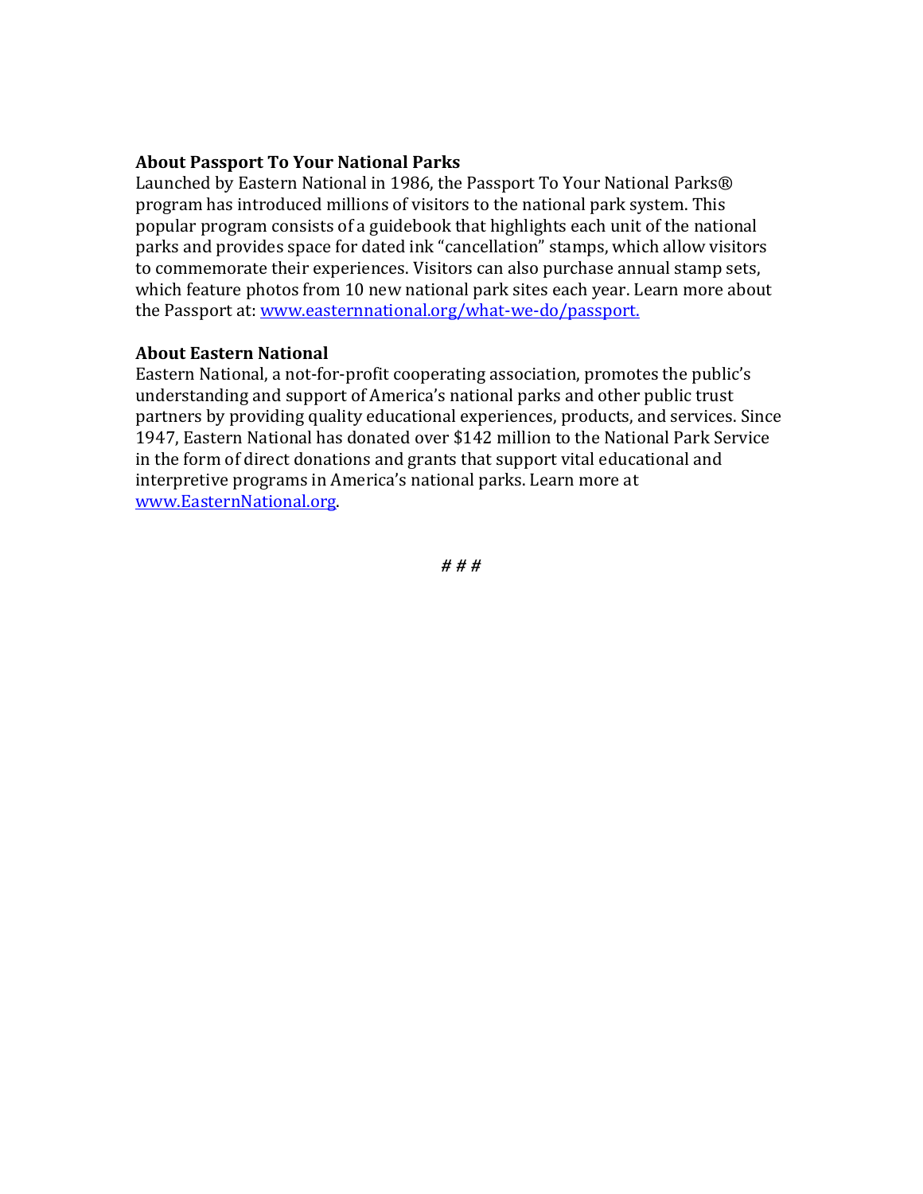**About Passport To Your National Parks**
Launched by Eastern National in 1986, the Passport To Your National Parks® program has introduced millions of visitors to the national park system. This popular program consists of a guidebook that highlights each unit of the national parks and provides space for dated ink "cancellation" stamps, which allow visitors to commemorate their experiences. Visitors can also purchase annual stamp sets, which feature photos from 10 new national park sites each year. Learn more about the Passport at: www.easternnational.org/what-we-do/passport.

**About Eastern National**
Eastern National, a not-for-profit cooperating association, promotes the public's understanding and support of America's national parks and other public trust partners by providing quality educational experiences, products, and services. Since 1947, Eastern National has donated over $142 million to the National Park Service in the form of direct donations and grants that support vital educational and interpretive programs in America's national parks. Learn more at www.EasternNational.org.

# # #